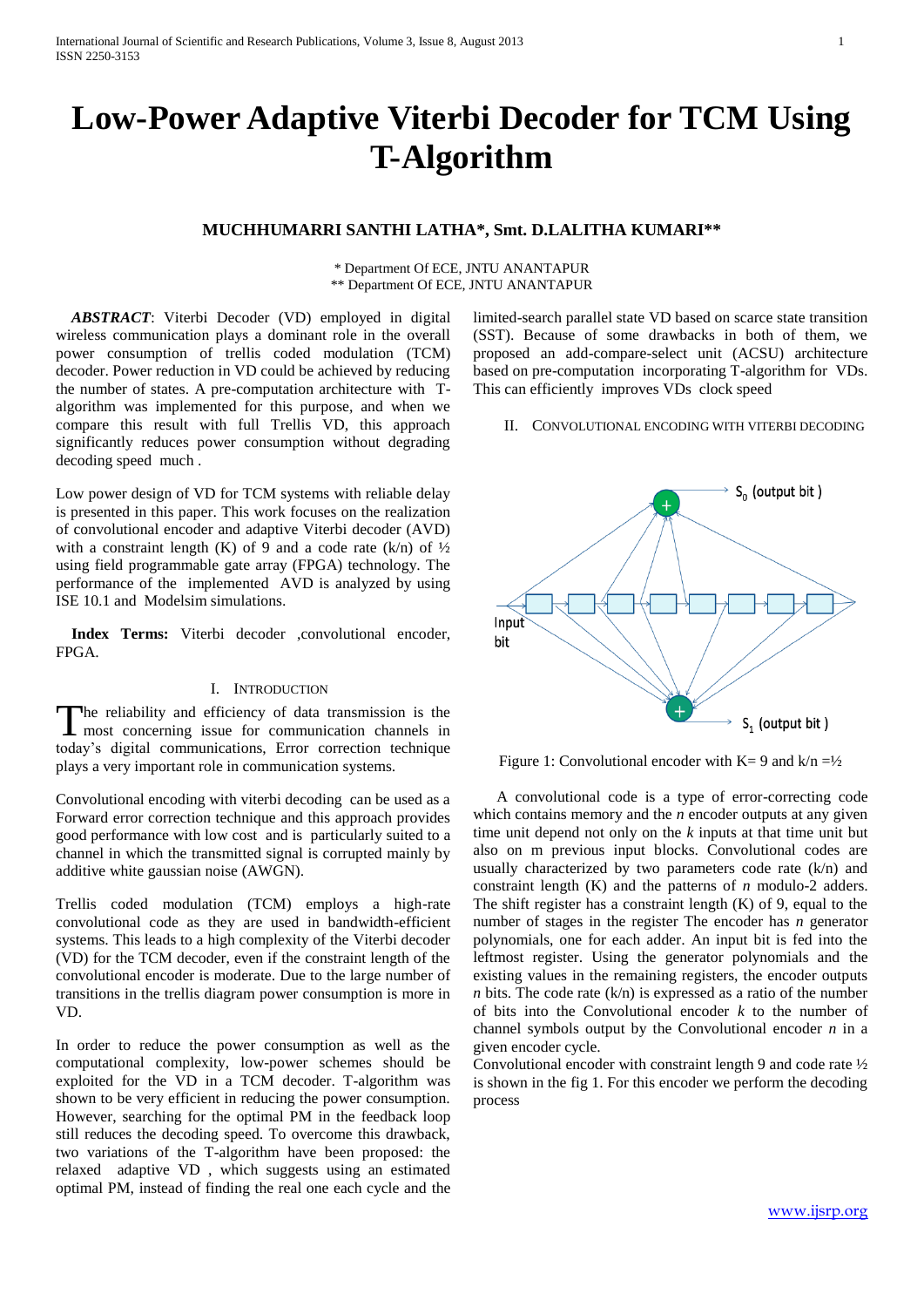# Low-Power Adaptive Viterbi Decoder for TCM Using T-Algorithm

**MUCHHUMARRI SANTHI LATHA*, Smt. D.LALITHA KUMARI****

\* Department Of ECE, JNTU ANANTAPUR
\*\* Department Of ECE, JNTU ANANTAPUR

***ABSTRACT***: Viterbi Decoder (VD) employed in digital wireless communication plays a dominant role in the overall power consumption of trellis coded modulation (TCM) decoder. Power reduction in VD could be achieved by reducing the number of states. A pre-computation architecture with T-algorithm was implemented for this purpose, and when we compare this result with full Trellis VD, this approach significantly reduces power consumption without degrading decoding speed much .

Low power design of VD for TCM systems with reliable delay is presented in this paper. This work focuses on the realization of convolutional encoder and adaptive Viterbi decoder (AVD) with a constraint length (K) of 9 and a code rate (k/n) of ½ using field programmable gate array (FPGA) technology. The performance of the implemented AVD is analyzed by using ISE 10.1 and Modelsim simulations.

**Index Terms:** Viterbi decoder ,convolutional encoder, FPGA.

## I. Introduction

The reliability and efficiency of data transmission is the most concerning issue for communication channels in today's digital communications, Error correction technique plays a very important role in communication systems.

Convolutional encoding with viterbi decoding can be used as a Forward error correction technique and this approach provides good performance with low cost and is particularly suited to a channel in which the transmitted signal is corrupted mainly by additive white gaussian noise (AWGN).

Trellis coded modulation (TCM) employs a high-rate convolutional code as they are used in bandwidth-efficient systems. This leads to a high complexity of the Viterbi decoder (VD) for the TCM decoder, even if the constraint length of the convolutional encoder is moderate. Due to the large number of transitions in the trellis diagram power consumption is more in VD.

In order to reduce the power consumption as well as the computational complexity, low-power schemes should be exploited for the VD in a TCM decoder. T-algorithm was shown to be very efficient in reducing the power consumption. However, searching for the optimal PM in the feedback loop still reduces the decoding speed. To overcome this drawback, two variations of the T-algorithm have been proposed: the relaxed adaptive VD , which suggests using an estimated optimal PM, instead of finding the real one each cycle and the limited-search parallel state VD based on scarce state transition (SST). Because of some drawbacks in both of them, we proposed an add-compare-select unit (ACSU) architecture based on pre-computation incorporating T-algorithm for VDs. This can efficiently improves VDs clock speed

## II. Convolutional Encoding with Viterbi Decoding

Figure 1: Convolutional encoder with K= 9 and k/n =½

A convolutional code is a type of error-correcting code which contains memory and the *n* encoder outputs at any given time unit depend not only on the *k* inputs at that time unit but also on m previous input blocks. Convolutional codes are usually characterized by two parameters code rate (k/n) and constraint length (K) and the patterns of *n* modulo-2 adders. The shift register has a constraint length (K) of 9, equal to the number of stages in the register The encoder has *n* generator polynomials, one for each adder. An input bit is fed into the leftmost register. Using the generator polynomials and the existing values in the remaining registers, the encoder outputs *n* bits. The code rate (k/n) is expressed as a ratio of the number of bits into the Convolutional encoder *k* to the number of channel symbols output by the Convolutional encoder *n* in a given encoder cycle.

Convolutional encoder with constraint length 9 and code rate ½ is shown in the fig 1. For this encoder we perform the decoding process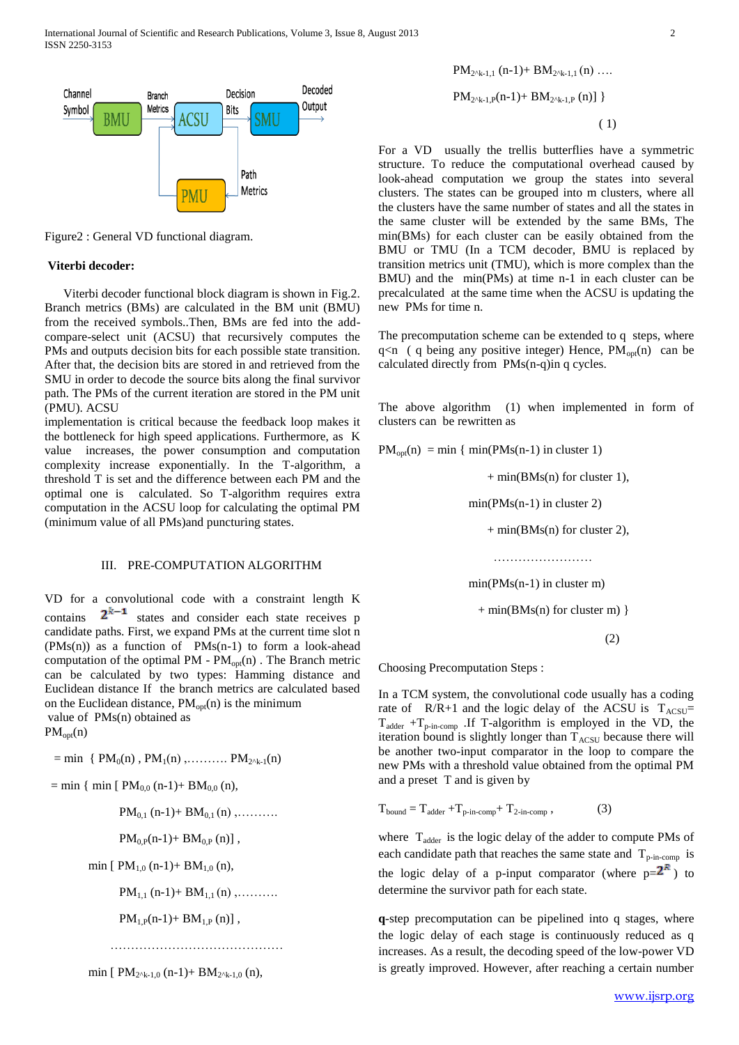Figure2 : General VD functional diagram.

**Viterbi decoder:**

Viterbi decoder functional block diagram is shown in Fig.2. Branch metrics (BMs) are calculated in the BM unit (BMU) from the received symbols..Then, BMs are fed into the add-compare-select unit (ACSU) that recursively computes the PMs and outputs decision bits for each possible state transition. After that, the decision bits are stored in and retrieved from the SMU in order to decode the source bits along the final survivor path. The PMs of the current iteration are stored in the PM unit (PMU). ACSU implementation is critical because the feedback loop makes it the bottleneck for high speed applications. Furthermore, as K value increases, the power consumption and computation complexity increase exponentially. In the T-algorithm, a threshold T is set and the difference between each PM and the optimal one is calculated. So T-algorithm requires extra computation in the ACSU loop for calculating the optimal PM (minimum value of all PMs)and puncturing states.

## III. PRE-COMPUTATION ALGORITHM

VD for a convolutional code with a constraint length K contains $2^{k-1}$ states and consider each state receives p candidate paths. First, we expand PMs at the current time slot n (PMs(n)) as a function of PMs(n-1) to form a look-ahead computation of the optimal PM - $PM_{opt}(n)$ . The Branch metric can be calculated by two types: Hamming distance and Euclidean distance If the branch metrics are calculated based on the Euclidean distance, $PM_{opt}(n)$ is the minimum value of PMs(n) obtained as

$$
\begin{aligned}
PM_{opt}(n) &= \min\{ PM_0(n), PM_1(n), \ldots\ldots\ldots\ PM_{2^{k-1}}(n) \\
&= \min\{ \min[ PM_{0,0}(n-1)+BM_{0,0}(n), \\
&\qquad PM_{0,1}(n-1)+BM_{0,1}(n), \ldots\ldots\ldots \\
&\qquad PM_{0,P}(n-1)+BM_{0,P}(n)], \\
&\quad \min[ PM_{1,0}(n-1)+BM_{1,0}(n), \\
&\qquad PM_{1,1}(n-1)+BM_{1,1}(n), \ldots\ldots\ldots \\
&\qquad PM_{1,P}(n-1)+BM_{1,P}(n)], \\
&\quad \ldots\ldots\ldots\ldots\ldots\ldots\ldots\ldots\ldots\ldots \\
&\quad \min[ PM_{2^{k-1},0}(n-1)+BM_{2^{k-1},0}(n), \\
&\qquad PM_{2^{k-1},1}(n-1)+BM_{2^{k-1},1}(n) \ldots. \\
&\qquad PM_{2^{k-1},P}(n-1)+BM_{2^{k-1},P}(n)] \}
\end{aligned}
\tag{1}
$$

For a VD usually the trellis butterflies have a symmetric structure. To reduce the computational overhead caused by look-ahead computation we group the states into several clusters. The states can be grouped into m clusters, where all the clusters have the same number of states and all the states in the same cluster will be extended by the same BMs, The min(BMs) for each cluster can be easily obtained from the BMU or TMU (In a TCM decoder, BMU is replaced by transition metrics unit (TMU), which is more complex than the BMU) and the min(PMs) at time n-1 in each cluster can be precalculated at the same time when the ACSU is updating the new PMs for time n.

The precomputation scheme can be extended to q steps, where q<n ( q being any positive integer) Hence, $PM_{opt}(n)$ can be calculated directly from PMs(n-q)in q cycles.

The above algorithm (1) when implemented in form of clusters can be rewritten as

$$
\begin{aligned}
PM_{opt}(n) = \min\{ &\min(PMs(n-1) \text{ in cluster } 1) \\
&+ \min(BMs(n) \text{ for cluster } 1), \\
&\min(PMs(n-1) \text{ in cluster } 2) \\
&+ \min(BMs(n) \text{ for cluster } 2), \\
&\ldots\ldots\ldots\ldots\ldots\ldots\ldots\ldots \\
&\min(PMs(n-1) \text{ in cluster } m) \\
&+ \min(BMs(n) \text{ for cluster } m) \}
\end{aligned}
\tag{2}
$$

Choosing Precomputation Steps :

In a TCM system, the convolutional code usually has a coding rate of R/R+1 and the logic delay of the ACSU is $T_{ACSU} = T_{adder} + T_{p\text{-}in\text{-}comp}$ .If T-algorithm is employed in the VD, the iteration bound is slightly longer than $T_{ACSU}$ because there will be another two-input comparator in the loop to compare the new PMs with a threshold value obtained from the optimal PM and a preset T and is given by

$$T_{bound} = T_{adder} + T_{p\text{-}in\text{-}comp} + T_{2\text{-}in\text{-}comp}, \tag{3}$$

where $T_{adder}$ is the logic delay of the adder to compute PMs of each candidate path that reaches the same state and $T_{p\text{-}in\text{-}comp}$ is the logic delay of a p-input comparator (where $p=2^{R}$) to determine the survivor path for each state.

**q**-step precomputation can be pipelined into q stages, where the logic delay of each stage is continuously reduced as q increases. As a result, the decoding speed of the low-power VD is greatly improved. However, after reaching a certain number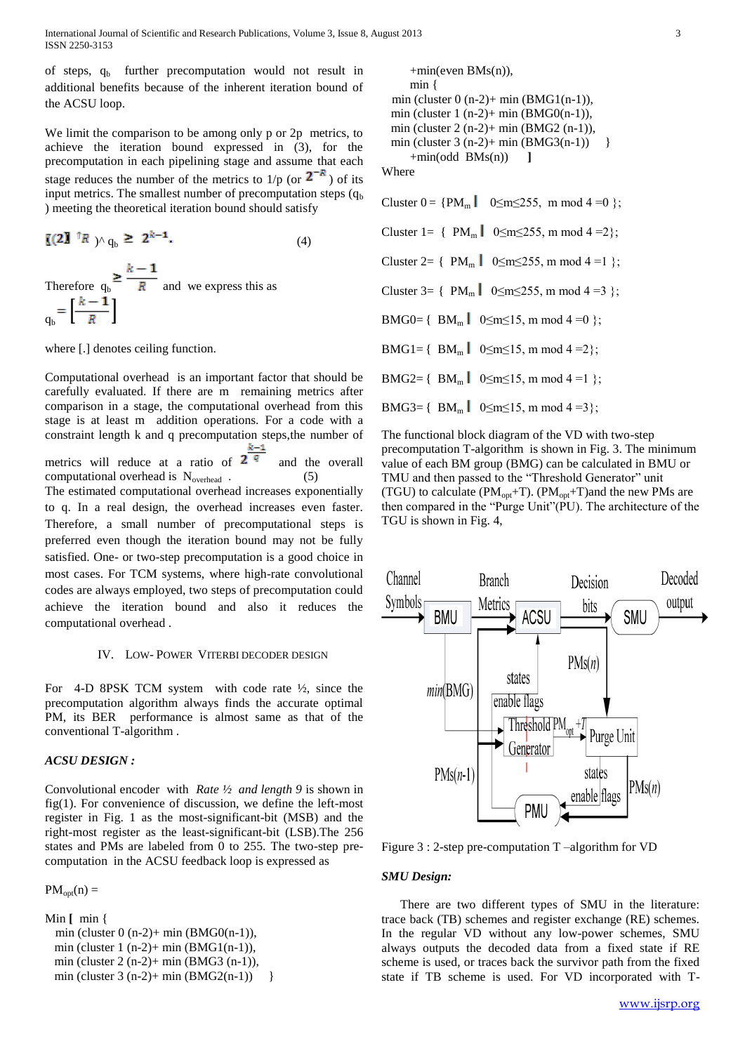of steps, $q_b$ further precomputation would not result in additional benefits because of the inherent iteration bound of the ACSU loop.

We limit the comparison to be among only p or 2p metrics, to achieve the iteration bound expressed in (3), for the precomputation in each pipelining stage and assume that each stage reduces the number of the metrics to 1/p (or $2^{-R}$) of its input metrics. The smallest number of precomputation steps ($q_b$) meeting the theoretical iteration bound should satisfy

$$[(2]^{R})^{\wedge} q_b \geq 2^{k-1}. \qquad (4)$$

Therefore $q_b \geq \frac{k-1}{R}$ and we express this as $q_b = \left\lceil \frac{k-1}{R} \right\rceil$

where [.] denotes ceiling function.

Computational overhead is an important factor that should be carefully evaluated. If there are m remaining metrics after comparison in a stage, the computational overhead from this stage is at least m addition operations. For a code with a constraint length k and q precomputation steps,the number of metrics will reduce at a ratio of $2^{\frac{k-1}{q}}$ and the overall computational overhead is $N_{overhead}$ . (5)

The estimated computational overhead increases exponentially to q. In a real design, the overhead increases even faster. Therefore, a small number of precomputational steps is preferred even though the iteration bound may not be fully satisfied. One- or two-step precomputation is a good choice in most cases. For TCM systems, where high-rate convolutional codes are always employed, two steps of precomputation could achieve the iteration bound and also it reduces the computational overhead .

## IV. Low- Power Viterbi Decoder Design

For 4-D 8PSK TCM system with code rate ½, since the precomputation algorithm always finds the accurate optimal PM, its BER performance is almost same as that of the conventional T-algorithm .

### *ACSU DESIGN :*

Convolutional encoder with *Rate ½ and length 9* is shown in fig(1). For convenience of discussion, we define the left-most register in Fig. 1 as the most-significant-bit (MSB) and the right-most register as the least-significant-bit (LSB).The 256 states and PMs are labeled from 0 to 255. The two-step pre-computation in the ACSU feedback loop is expressed as

$PM_{opt}(n)$ =

Min [ min {
min (cluster 0 (n-2)+ min (BMG0(n-1)),
min (cluster 1 (n-2)+ min (BMG1(n-1)),
min (cluster 2 (n-2)+ min (BMG3 (n-1)),
min (cluster 3 (n-2)+ min (BMG2(n-1)) }
+min(even BMs(n)),
min {
min (cluster 0 (n-2)+ min (BMG1(n-1)),
min (cluster 1 (n-2)+ min (BMG0(n-1)),
min (cluster 2 (n-2)+ min (BMG2 (n-1)),
min (cluster 3 (n-2)+ min (BMG3(n-1)) }
+min(odd BMs(n)) ]

Where

Cluster 0 = { $PM_m$ | $0 \leq m \leq 255$, m mod 4 =0 };

Cluster 1= { $PM_m$ | $0 \leq m \leq 255$, m mod 4 =2};

Cluster 2= { $PM_m$ | $0 \leq m \leq 255$, m mod 4 =1 };

Cluster 3= { $PM_m$ | $0 \leq m \leq 255$, m mod 4 =3 };

BMG0= { $BM_m$ | $0 \leq m \leq 15$, m mod 4 =0 };

BMG1= { $BM_m$ | $0 \leq m \leq 15$, m mod 4 =2};

BMG2= { $BM_m$ | $0 \leq m \leq 15$, m mod 4 =1 };

BMG3= { $BM_m$ | $0 \leq m \leq 15$, m mod 4 =3};

The functional block diagram of the VD with two-step precomputation T-algorithm is shown in Fig. 3. The minimum value of each BM group (BMG) can be calculated in BMU or TMU and then passed to the "Threshold Generator" unit (TGU) to calculate ($PM_{opt}$+T). ($PM_{opt}$+T)and the new PMs are then compared in the "Purge Unit"(PU). The architecture of the TGU is shown in Fig. 4,

Figure 3 : 2-step pre-computation T –algorithm for VD

### *SMU Design:*

There are two different types of SMU in the literature: trace back (TB) schemes and register exchange (RE) schemes. In the regular VD without any low-power schemes, SMU always outputs the decoded data from a fixed state if RE scheme is used, or traces back the survivor path from the fixed state if TB scheme is used. For VD incorporated with T-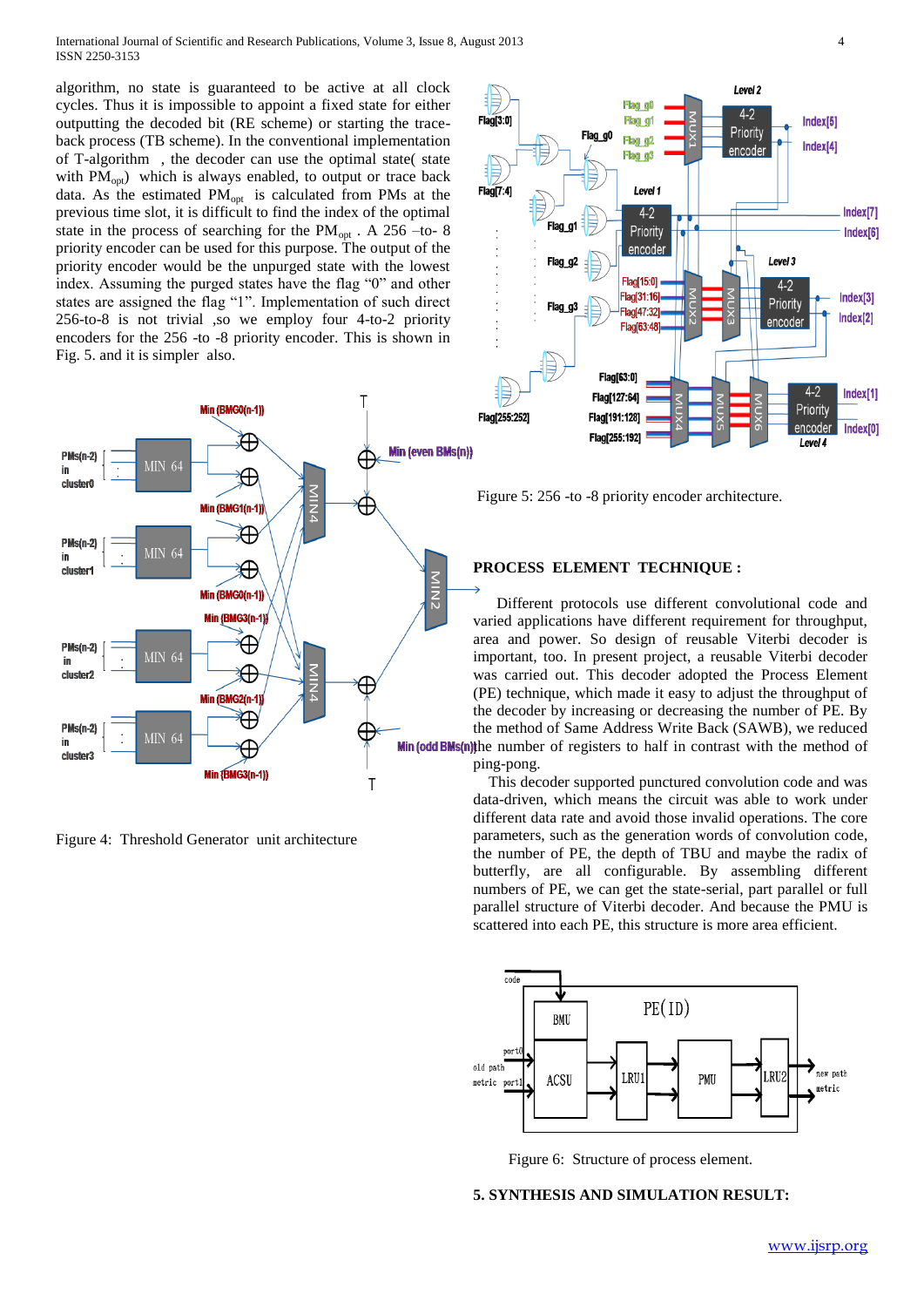algorithm, no state is guaranteed to be active at all clock cycles. Thus it is impossible to appoint a fixed state for either outputting the decoded bit (RE scheme) or starting the trace-back process (TB scheme). In the conventional implementation of T-algorithm , the decoder can use the optimal state( state with $PM_{opt}$) which is always enabled, to output or trace back data. As the estimated $PM_{opt}$ is calculated from PMs at the previous time slot, it is difficult to find the index of the optimal state in the process of searching for the $PM_{opt}$ . A 256 –to- 8 priority encoder can be used for this purpose. The output of the priority encoder would be the unpurged state with the lowest index. Assuming the purged states have the flag "0" and other states are assigned the flag "1". Implementation of such direct 256-to-8 is not trivial ,so we employ four 4-to-2 priority encoders for the 256 -to -8 priority encoder. This is shown in Fig. 5. and it is simpler also.

Figure 4: Threshold Generator unit architecture

Figure 5: 256 -to -8 priority encoder architecture.

**PROCESS ELEMENT TECHNIQUE :**

Different protocols use different convolutional code and varied applications have different requirement for throughput, area and power. So design of reusable Viterbi decoder is important, too. In present project, a reusable Viterbi decoder was carried out. This decoder adopted the Process Element (PE) technique, which made it easy to adjust the throughput of the decoder by increasing or decreasing the number of PE. By the method of Same Address Write Back (SAWB), we reduced the number of registers to half in contrast with the method of ping-pong.

This decoder supported punctured convolution code and was data-driven, which means the circuit was able to work under different data rate and avoid those invalid operations. The core parameters, such as the generation words of convolution code, the number of PE, the depth of TBU and maybe the radix of butterfly, are all configurable. By assembling different numbers of PE, we can get the state-serial, part parallel or full parallel structure of Viterbi decoder. And because the PMU is scattered into each PE, this structure is more area efficient.

Figure 6: Structure of process element.

**5. SYNTHESIS AND SIMULATION RESULT:**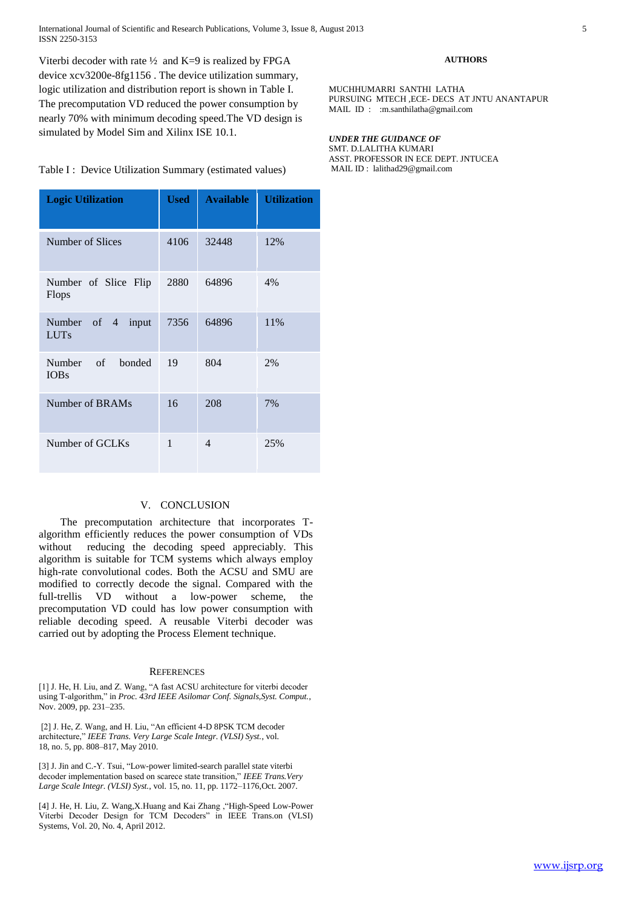Viterbi decoder with rate ½ and K=9 is realized by FPGA device xcv3200e-8fg1156 . The device utilization summary, logic utilization and distribution report is shown in Table I. The precomputation VD reduced the power consumption by nearly 70% with minimum decoding speed.The VD design is simulated by Model Sim and Xilinx ISE 10.1.

Table I : Device Utilization Summary (estimated values)

| Logic Utilization | Used | Available | Utilization |
|---|---|---|---|
| Number of Slices | 4106 | 32448 | 12% |
| Number of Slice Flip Flops | 2880 | 64896 | 4% |
| Number of 4 input LUTs | 7356 | 64896 | 11% |
| Number of bonded IOBs | 19 | 804 | 2% |
| Number of BRAMs | 16 | 208 | 7% |
| Number of GCLKs | 1 | 4 | 25% |

## V. CONCLUSION

The precomputation architecture that incorporates T-algorithm efficiently reduces the power consumption of VDs without reducing the decoding speed appreciably. This algorithm is suitable for TCM systems which always employ high-rate convolutional codes. Both the ACSU and SMU are modified to correctly decode the signal. Compared with the full-trellis VD without a low-power scheme, the precomputation VD could has low power consumption with reliable decoding speed. A reusable Viterbi decoder was carried out by adopting the Process Element technique.

## REFERENCES

[1] J. He, H. Liu, and Z. Wang, "A fast ACSU architecture for viterbi decoder using T-algorithm," in *Proc. 43rd IEEE Asilomar Conf. Signals,Syst. Comput.*, Nov. 2009, pp. 231–235.

[2] J. He, Z. Wang, and H. Liu, "An efficient 4-D 8PSK TCM decoder architecture," *IEEE Trans. Very Large Scale Integr. (VLSI) Syst.*, vol. 18, no. 5, pp. 808–817, May 2010.

[3] J. Jin and C.-Y. Tsui, "Low-power limited-search parallel state viterbi decoder implementation based on scarece state transition," *IEEE Trans.Very Large Scale Integr. (VLSI) Syst.*, vol. 15, no. 11, pp. 1172–1176,Oct. 2007.

[4] J. He, H. Liu, Z. Wang,X.Huang and Kai Zhang ,"High-Speed Low-Power Viterbi Decoder Design for TCM Decoders" in IEEE Trans.on (VLSI) Systems, Vol. 20, No. 4, April 2012.

**AUTHORS**

MUCHHUMARRI SANTHI LATHA
PURSUING MTECH ,ECE- DECS AT JNTU ANANTAPUR
MAIL ID : :m.santhilatha@gmail.com

***UNDER THE GUIDANCE OF***
SMT. D.LALITHA KUMARI
ASST. PROFESSOR IN ECE DEPT. JNTUCEA
MAIL ID : lalithad29@gmail.com